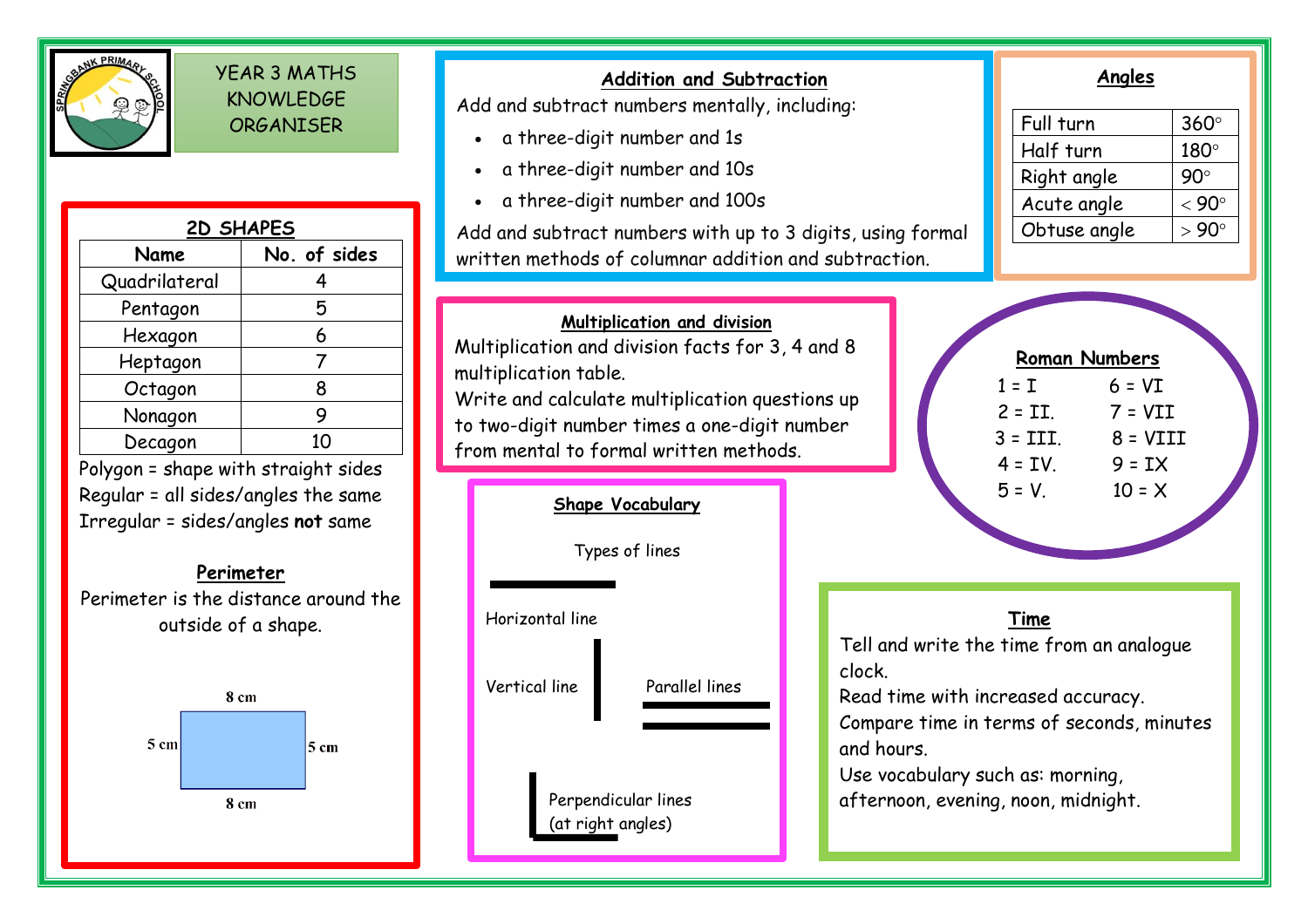# YEAR 3 MATHS KNOWLEDGE ORGANISER

## 2D SHAPES

| Name | No. of sides |
|---|---|
| Quadrilateral | 4 |
| Pentagon | 5 |
| Hexagon | 6 |
| Heptagon | 7 |
| Octagon | 8 |
| Nonagon | 9 |
| Decagon | 10 |

Polygon = shape with straight sides
Regular = all sides/angles the same
Irregular = sides/angles **not** same

## Perimeter

Perimeter is the distance around the outside of a shape.

8 cm
5 cm
5 cm
8 cm

## Addition and Subtraction

Add and subtract numbers mentally, including:

- a three-digit number and 1s
- a three-digit number and 10s
- a three-digit number and 100s

Add and subtract numbers with up to 3 digits, using formal written methods of columnar addition and subtraction.

## Angles

| | |
|---|---|
| Full turn | 360° |
| Half turn | 180° |
| Right angle | 90° |
| Acute angle | < 90° |
| Obtuse angle | > 90° |

## Multiplication and division

Multiplication and division facts for 3, 4 and 8 multiplication table.
Write and calculate multiplication questions up to two-digit number times a one-digit number from mental to formal written methods.

## Roman Numbers

1 = I
2 = II.
3 = III.
4 = IV.
5 = V.
6 = VI
7 = VII
8 = VIII
9 = IX
10 = X

## Shape Vocabulary

Types of lines

Horizontal line

Vertical line

Parallel lines

Perpendicular lines (at right angles)

## Time

Tell and write the time from an analogue clock.
Read time with increased accuracy.
Compare time in terms of seconds, minutes and hours.
Use vocabulary such as: morning, afternoon, evening, noon, midnight.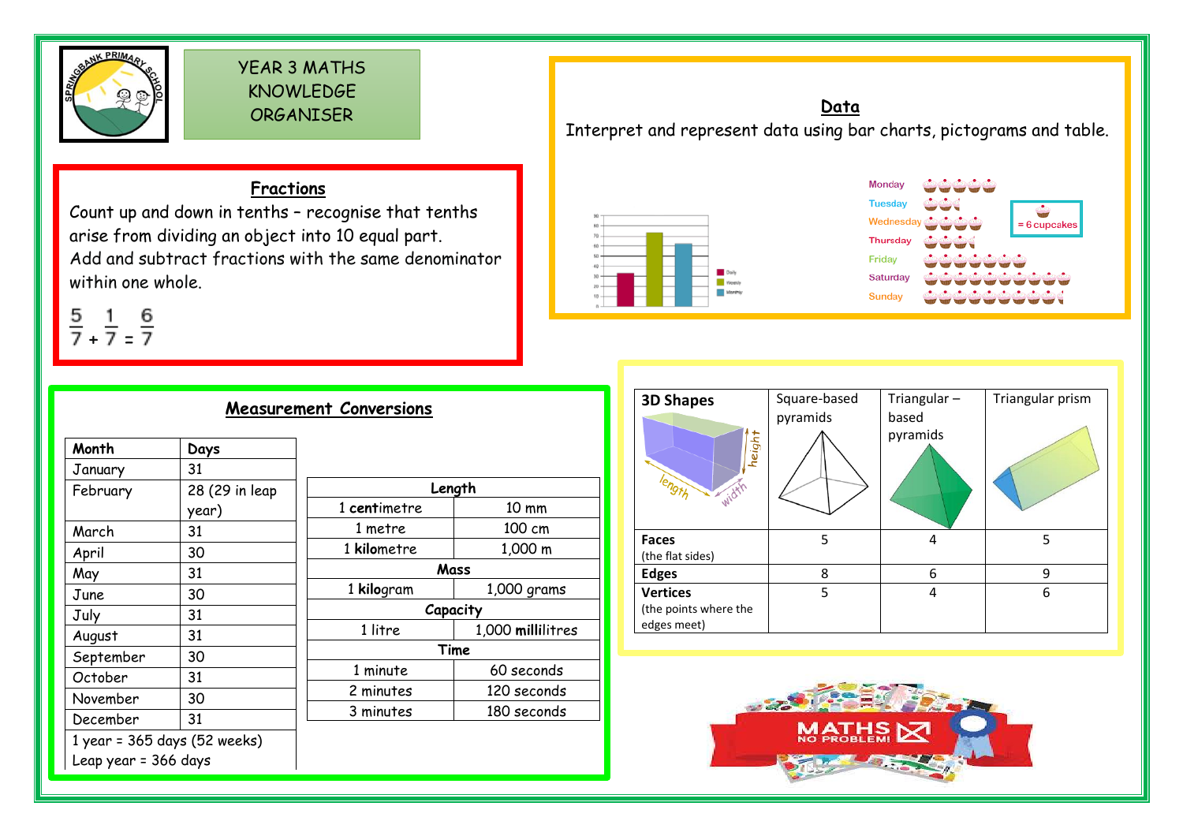# YEAR 3 MATHS KNOWLEDGE ORGANISER

## Fractions

Count up and down in tenths – recognise that tenths arise from dividing an object into 10 equal part.
Add and subtract fractions with the same denominator within one whole.

$$\frac{5}{7} + \frac{1}{7} = \frac{6}{7}$$

## Data

Interpret and represent data using bar charts, pictograms and table.

Daily
Weekly
Monthly

Monday
Tuesday
Wednesday
Thursday
Friday
Saturday
Sunday

= 6 cupcakes

## Measurement Conversions

| Month | Days |
|---|---|
| January | 31 |
| February | 28 (29 in leap year) |
| March | 31 |
| April | 30 |
| May | 31 |
| June | 30 |
| July | 31 |
| August | 31 |
| September | 30 |
| October | 31 |
| November | 30 |
| December | 31 |
| 1 year = 365 days (52 weeks) Leap year = 366 days | |

| Length | |
|---|---|
| 1 **centi**metre | 10 mm |
| 1 metre | 100 cm |
| 1 **kilo**metre | 1,000 m |
| **Mass** | |
| 1 **kilo**gram | 1,000 grams |
| **Capacity** | |
| 1 litre | 1,000 **milli**litres |
| **Time** | |
| 1 minute | 60 seconds |
| 2 minutes | 120 seconds |
| 3 minutes | 180 seconds |

| 3D Shapes | Square-based pyramids | Triangular – based pyramids | Triangular prism |
|---|---|---|---|
| **Faces** (the flat sides) | 5 | 4 | 5 |
| **Edges** | 8 | 6 | 9 |
| **Vertices** (the points where the edges meet) | 5 | 4 | 6 |